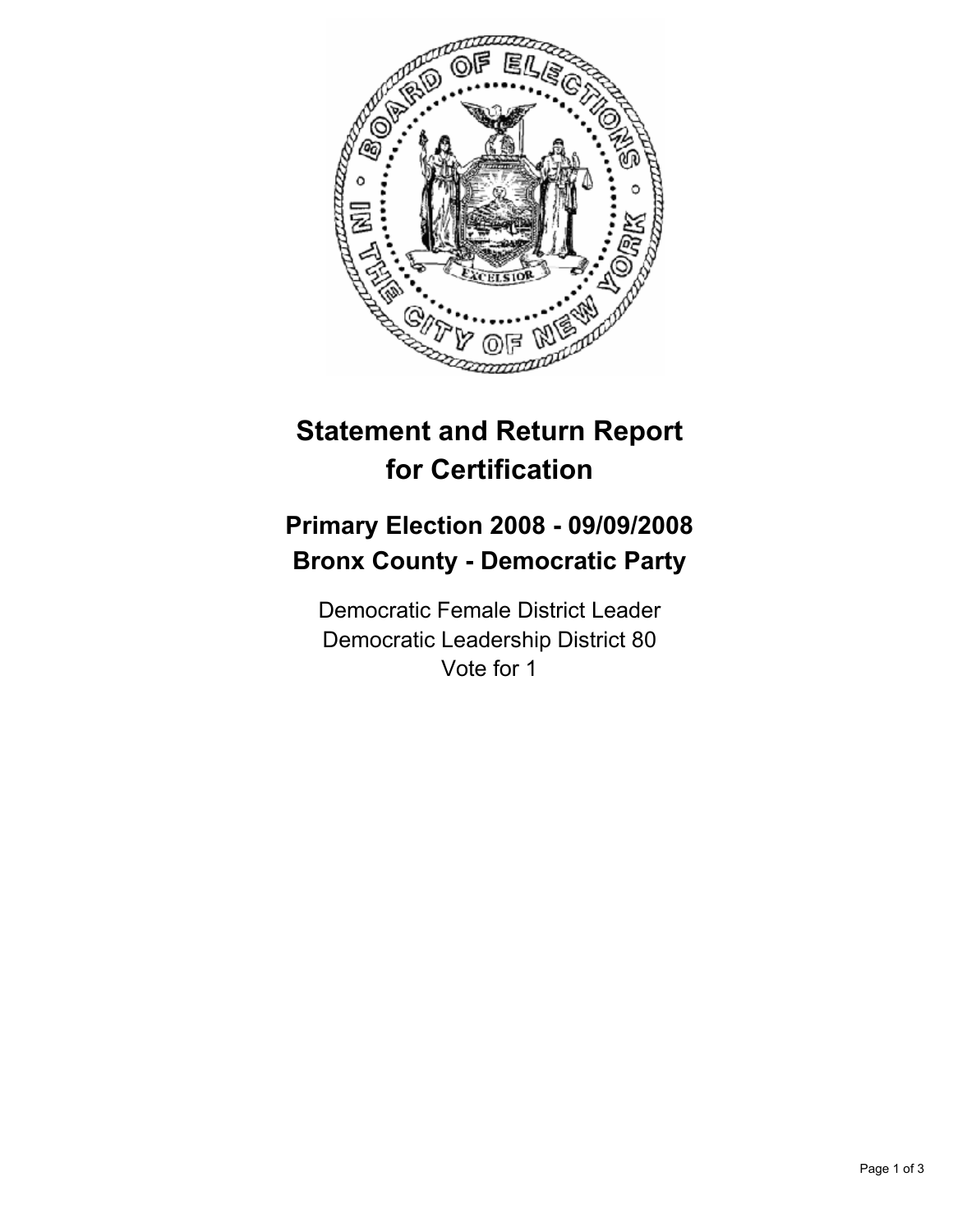# Statement and Return Report for Certification

## Primary Election 2008 - 09/09/2008
## Bronx County - Democratic Party

Democratic Female District Leader
Democratic Leadership District 80
Vote for 1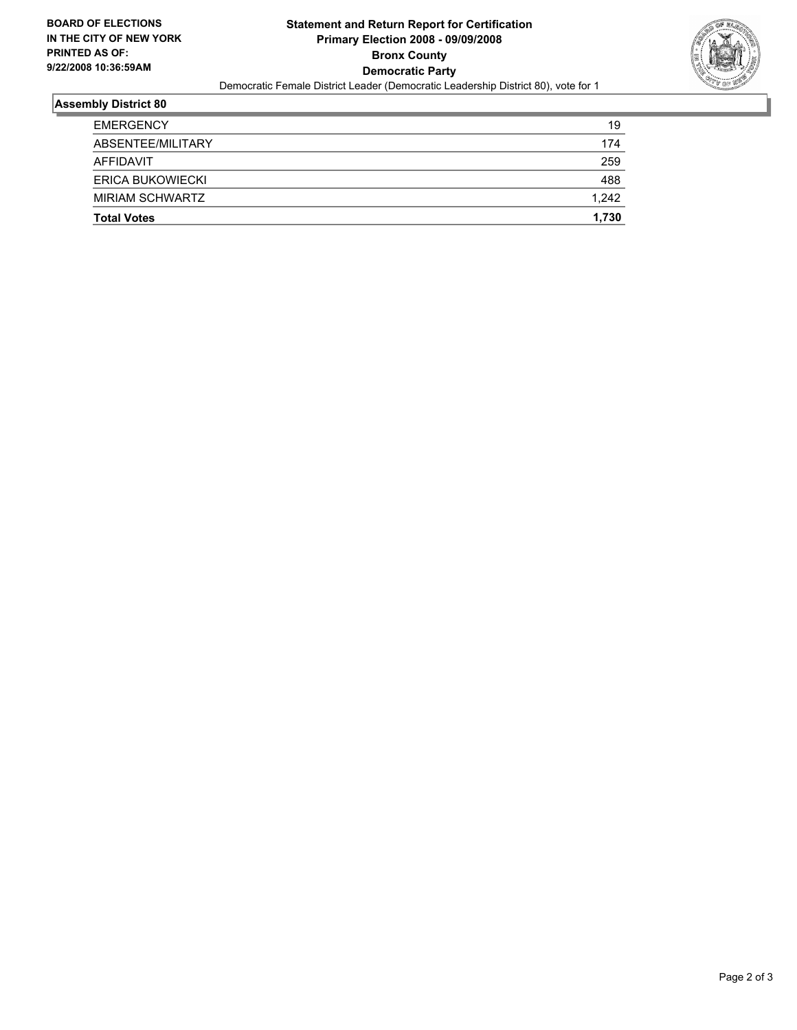**BOARD OF ELECTIONS IN THE CITY OF NEW YORK PRINTED AS OF: 9/22/2008 10:36:59AM**

# Statement and Return Report for Certification
## Primary Election 2008 - 09/09/2008
## Bronx County
## Democratic Party

Democratic Female District Leader (Democratic Leadership District 80), vote for 1

### Assembly District 80

| | |
|---|---|
| EMERGENCY | 19 |
| ABSENTEE/MILITARY | 174 |
| AFFIDAVIT | 259 |
| ERICA BUKOWIECKI | 488 |
| MIRIAM SCHWARTZ | 1,242 |
| **Total Votes** | **1,730** |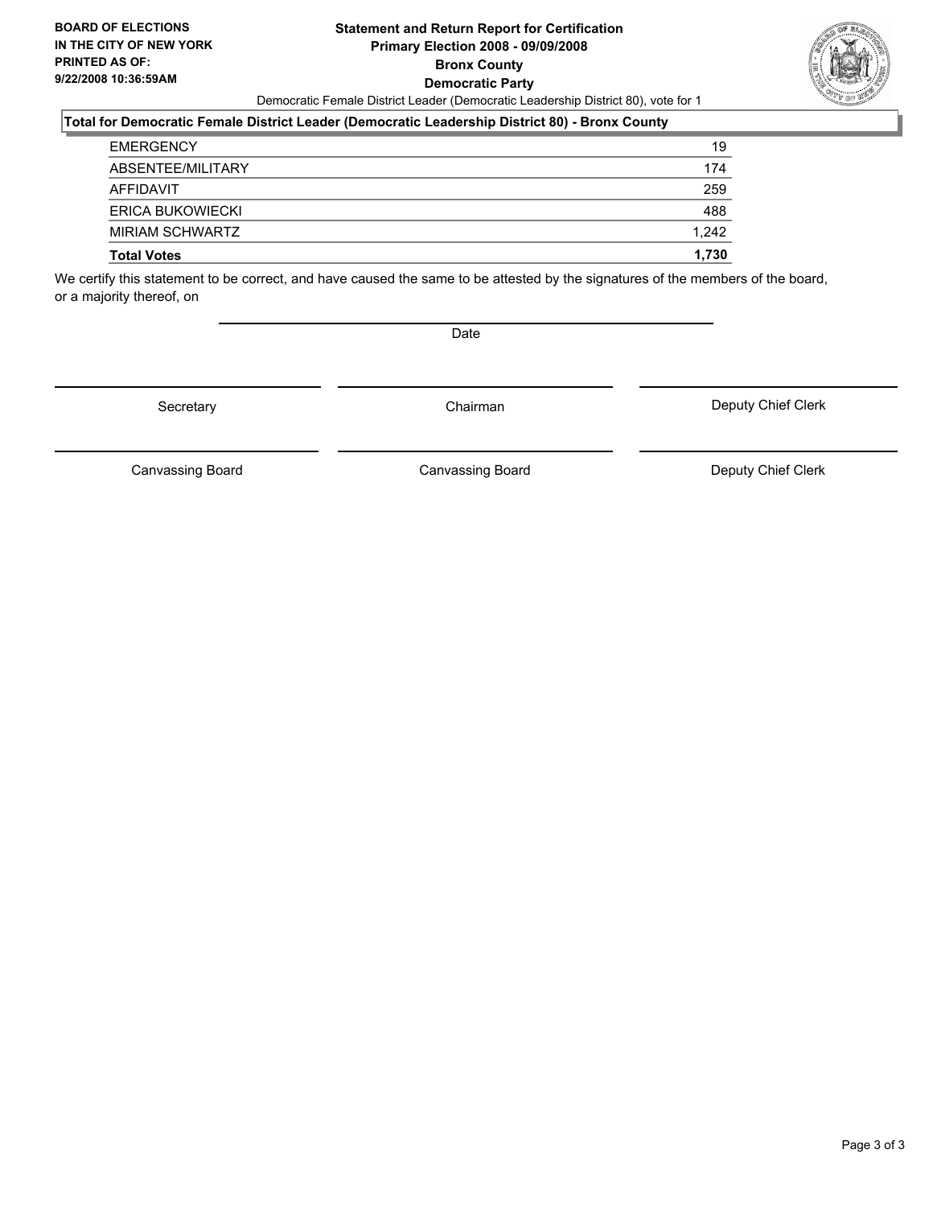**BOARD OF ELECTIONS IN THE CITY OF NEW YORK PRINTED AS OF: 9/22/2008 10:36:59AM**

**Statement and Return Report for Certification**
**Primary Election 2008 - 09/09/2008**
**Bronx County**
**Democratic Party**

Democratic Female District Leader (Democratic Leadership District 80), vote for 1

**Total for Democratic Female District Leader (Democratic Leadership District 80) - Bronx County**

| | |
|---|---|
| EMERGENCY | 19 |
| ABSENTEE/MILITARY | 174 |
| AFFIDAVIT | 259 |
| ERICA BUKOWIECKI | 488 |
| MIRIAM SCHWARTZ | 1,242 |
| **Total Votes** | **1,730** |

We certify this statement to be correct, and have caused the same to be attested by the signatures of the members of the board, or a majority thereof, on

Date

Secretary | Chairman | Deputy Chief Clerk

Canvassing Board | Canvassing Board | Deputy Chief Clerk